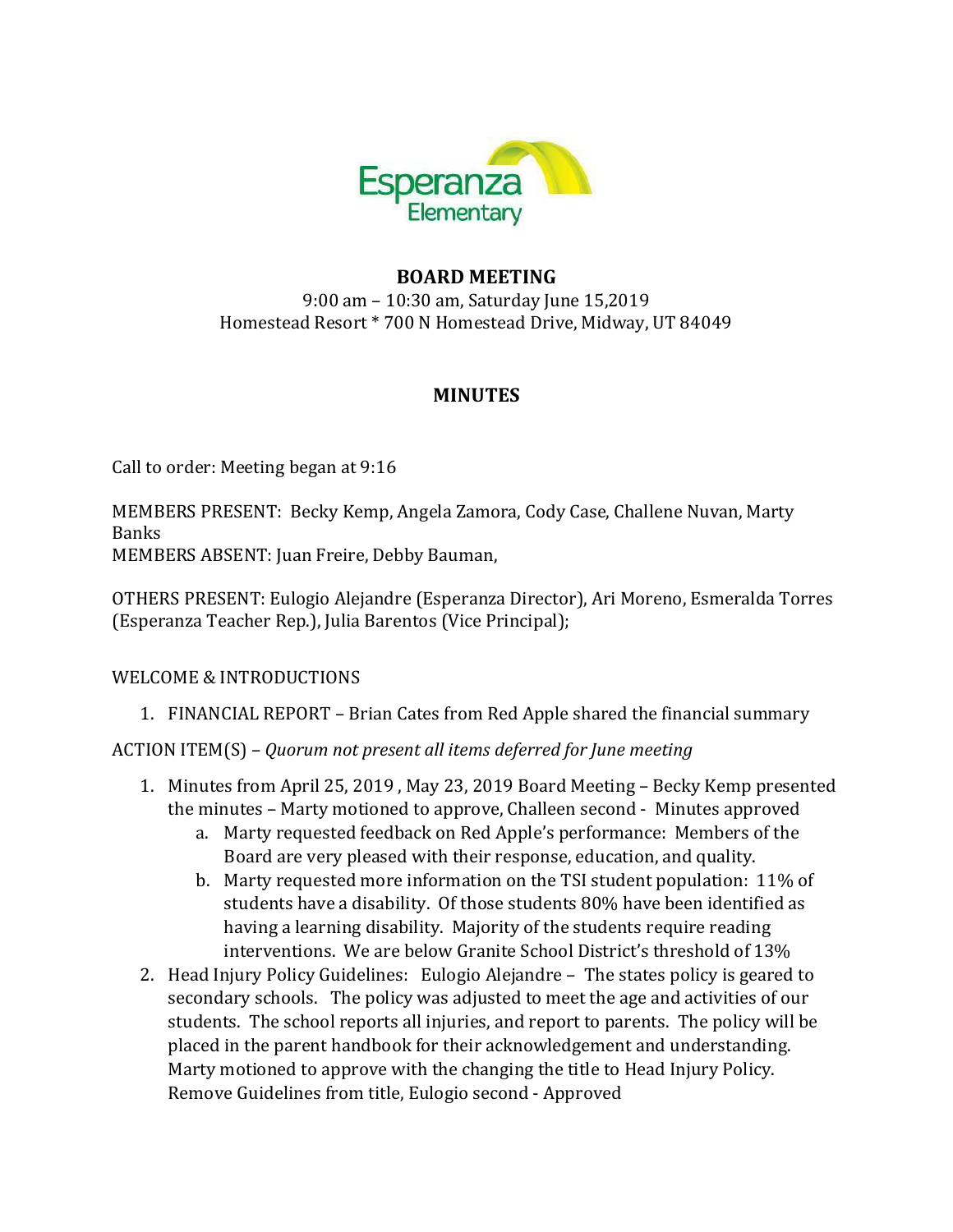# BOARD MEETING

9:00 am – 10:30 am, Saturday June 15,2019
Homestead Resort * 700 N Homestead Drive, Midway, UT 84049

## MINUTES

Call to order: Meeting began at 9:16

MEMBERS PRESENT: Becky Kemp, Angela Zamora, Cody Case, Challene Nuvan, Marty Banks
MEMBERS ABSENT: Juan Freire, Debby Bauman,

OTHERS PRESENT: Eulogio Alejandre (Esperanza Director), Ari Moreno, Esmeralda Torres (Esperanza Teacher Rep.), Julia Barentos (Vice Principal);

WELCOME & INTRODUCTIONS

1. FINANCIAL REPORT – Brian Cates from Red Apple shared the financial summary

ACTION ITEM(S) – *Quorum not present all items deferred for June meeting*

1. Minutes from April 25, 2019 , May 23, 2019 Board Meeting – Becky Kemp presented the minutes – Marty motioned to approve, Challeen second - Minutes approved
   a. Marty requested feedback on Red Apple's performance: Members of the Board are very pleased with their response, education, and quality.
   b. Marty requested more information on the TSI student population: 11% of students have a disability. Of those students 80% have been identified as having a learning disability. Majority of the students require reading interventions. We are below Granite School District's threshold of 13%
2. Head Injury Policy Guidelines: Eulogio Alejandre – The states policy is geared to secondary schools. The policy was adjusted to meet the age and activities of our students. The school reports all injuries, and report to parents. The policy will be placed in the parent handbook for their acknowledgement and understanding. Marty motioned to approve with the changing the title to Head Injury Policy. Remove Guidelines from title, Eulogio second - Approved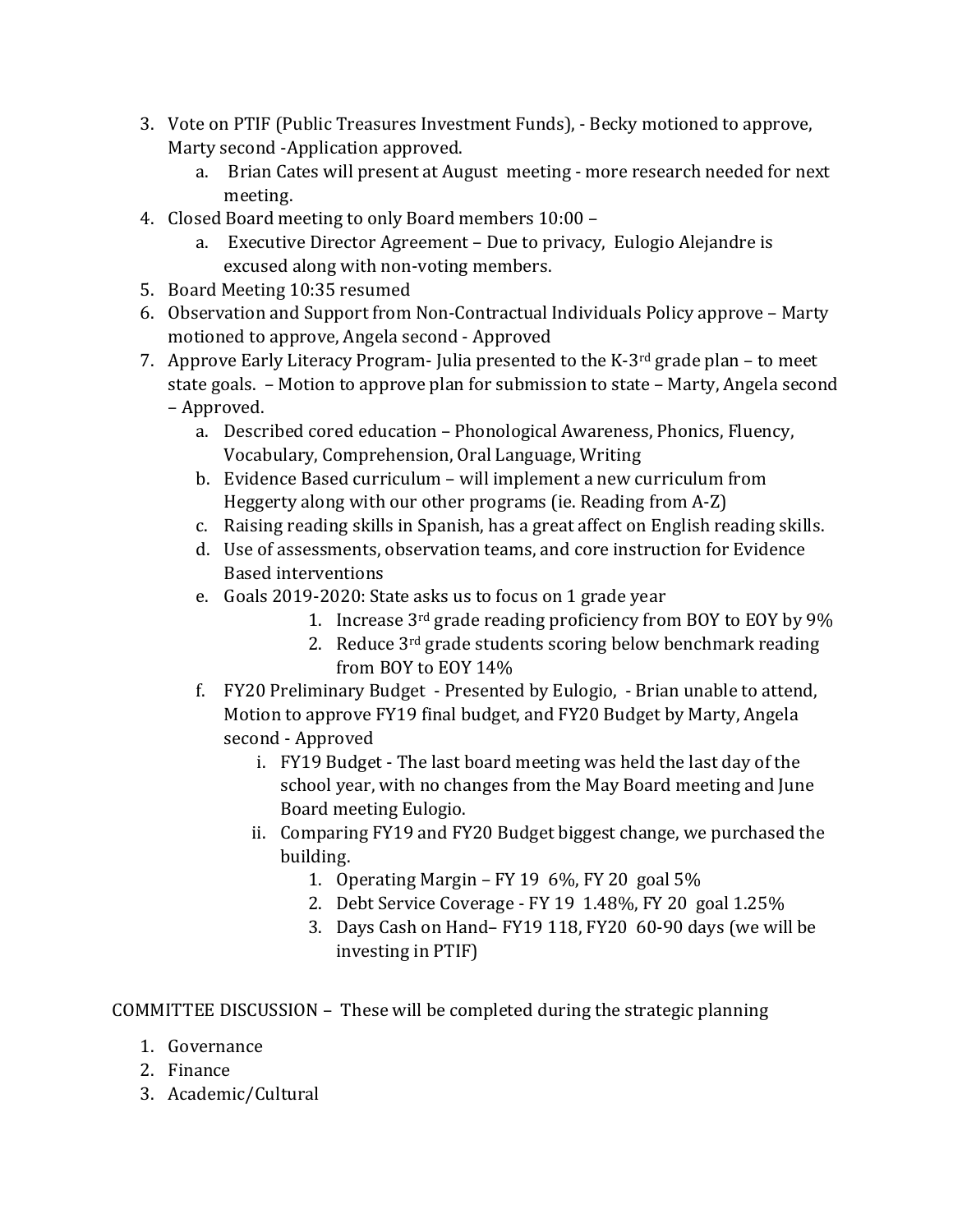3. Vote on PTIF (Public Treasures Investment Funds), - Becky motioned to approve, Marty second -Application approved.
    a. Brian Cates will present at August meeting - more research needed for next meeting.
4. Closed Board meeting to only Board members 10:00 –
    a. Executive Director Agreement – Due to privacy, Eulogio Alejandre is excused along with non-voting members.
5. Board Meeting 10:35 resumed
6. Observation and Support from Non-Contractual Individuals Policy approve – Marty motioned to approve, Angela second - Approved
7. Approve Early Literacy Program- Julia presented to the K-3rd grade plan – to meet state goals. – Motion to approve plan for submission to state – Marty, Angela second – Approved.
    a. Described cored education – Phonological Awareness, Phonics, Fluency, Vocabulary, Comprehension, Oral Language, Writing
    b. Evidence Based curriculum – will implement a new curriculum from Heggerty along with our other programs (ie. Reading from A-Z)
    c. Raising reading skills in Spanish, has a great affect on English reading skills.
    d. Use of assessments, observation teams, and core instruction for Evidence Based interventions
    e. Goals 2019-2020: State asks us to focus on 1 grade year
        1. Increase 3rd grade reading proficiency from BOY to EOY by 9%
        2. Reduce 3rd grade students scoring below benchmark reading from BOY to EOY 14%
    f. FY20 Preliminary Budget - Presented by Eulogio, - Brian unable to attend, Motion to approve FY19 final budget, and FY20 Budget by Marty, Angela second - Approved
        i. FY19 Budget - The last board meeting was held the last day of the school year, with no changes from the May Board meeting and June Board meeting Eulogio.
        ii. Comparing FY19 and FY20 Budget biggest change, we purchased the building.
            1. Operating Margin – FY 19 6%, FY 20 goal 5%
            2. Debt Service Coverage - FY 19 1.48%, FY 20 goal 1.25%
            3. Days Cash on Hand– FY19 118, FY20 60-90 days (we will be investing in PTIF)

COMMITTEE DISCUSSION – These will be completed during the strategic planning

1. Governance
2. Finance
3. Academic/Cultural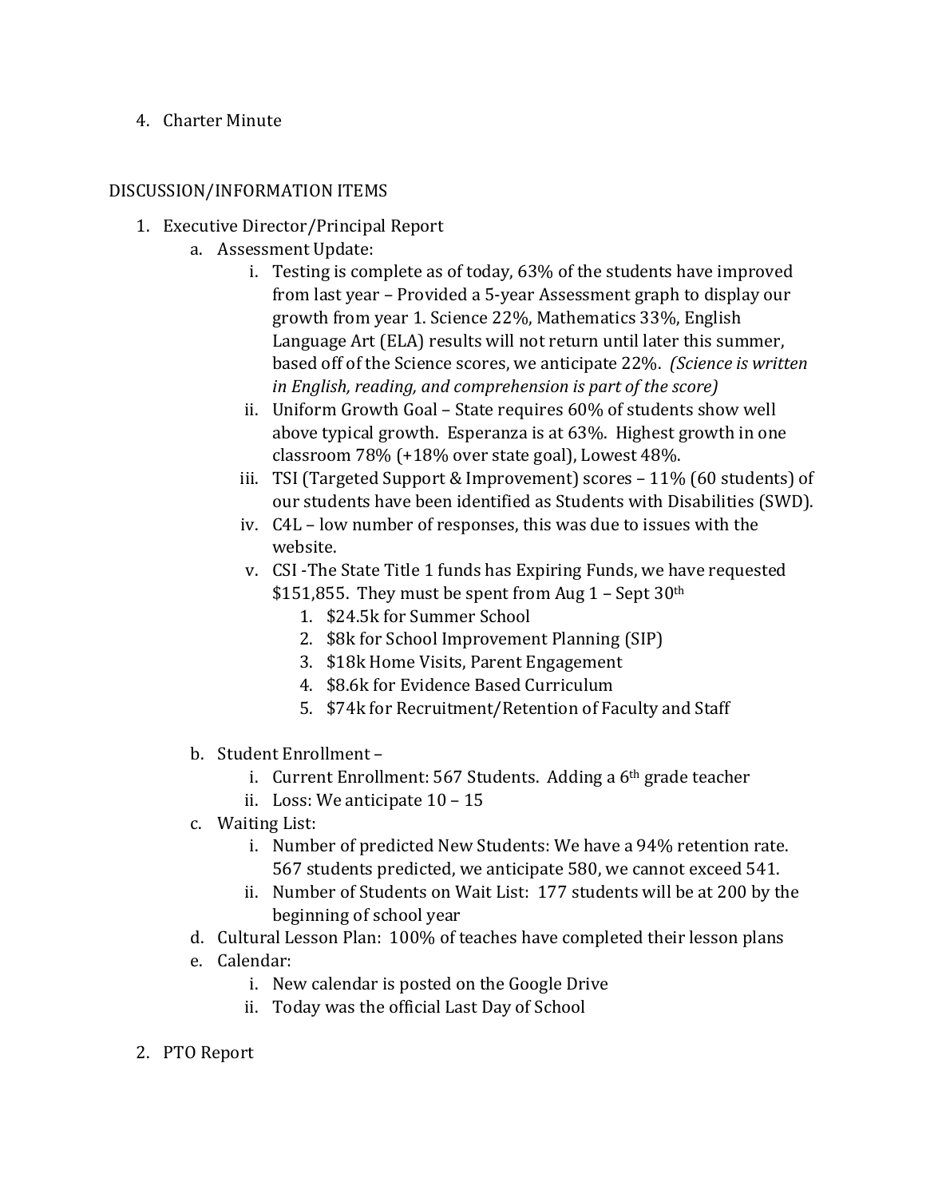4. Charter Minute

DISCUSSION/INFORMATION ITEMS

1. Executive Director/Principal Report
   a. Assessment Update:
      i. Testing is complete as of today, 63% of the students have improved from last year – Provided a 5-year Assessment graph to display our growth from year 1. Science 22%, Mathematics 33%, English Language Art (ELA) results will not return until later this summer, based off of the Science scores, we anticipate 22%. *(Science is written in English, reading, and comprehension is part of the score)*
      ii. Uniform Growth Goal – State requires 60% of students show well above typical growth. Esperanza is at 63%. Highest growth in one classroom 78% (+18% over state goal), Lowest 48%.
      iii. TSI (Targeted Support & Improvement) scores – 11% (60 students) of our students have been identified as Students with Disabilities (SWD).
      iv. C4L – low number of responses, this was due to issues with the website.
      v. CSI -The State Title 1 funds has Expiring Funds, we have requested $151,855. They must be spent from Aug 1 – Sept 30th
         1. $24.5k for Summer School
         2. $8k for School Improvement Planning (SIP)
         3. $18k Home Visits, Parent Engagement
         4. $8.6k for Evidence Based Curriculum
         5. $74k for Recruitment/Retention of Faculty and Staff

   b. Student Enrollment –
      i. Current Enrollment: 567 Students. Adding a 6th grade teacher
      ii. Loss: We anticipate 10 – 15
   c. Waiting List:
      i. Number of predicted New Students: We have a 94% retention rate. 567 students predicted, we anticipate 580, we cannot exceed 541.
      ii. Number of Students on Wait List: 177 students will be at 200 by the beginning of school year
   d. Cultural Lesson Plan: 100% of teaches have completed their lesson plans
   e. Calendar:
      i. New calendar is posted on the Google Drive
      ii. Today was the official Last Day of School

2. PTO Report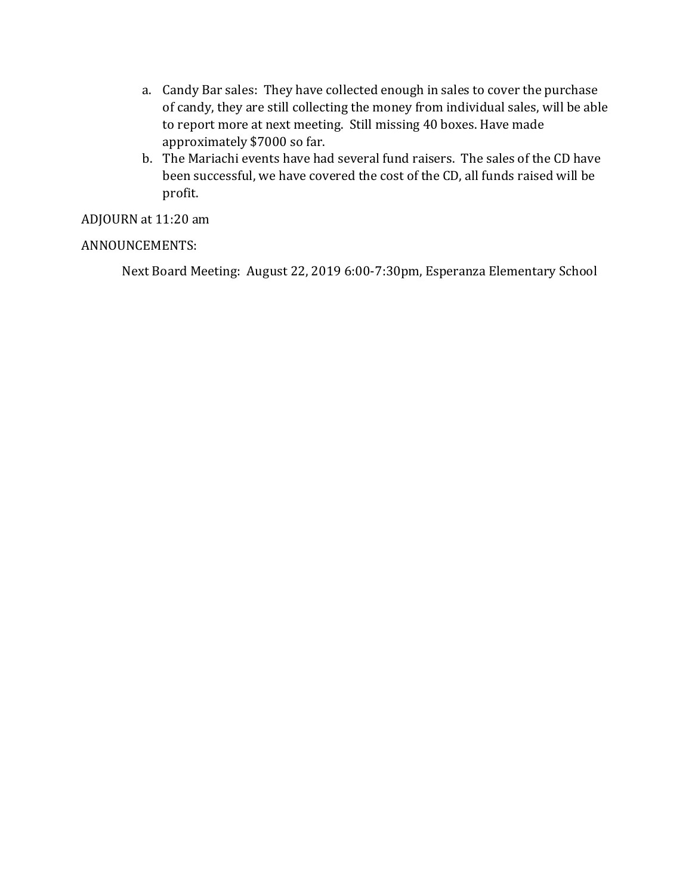a. Candy Bar sales: They have collected enough in sales to cover the purchase of candy, they are still collecting the money from individual sales, will be able to report more at next meeting. Still missing 40 boxes. Have made approximately $7000 so far.
b. The Mariachi events have had several fund raisers. The sales of the CD have been successful, we have covered the cost of the CD, all funds raised will be profit.

ADJOURN at 11:20 am

ANNOUNCEMENTS:

Next Board Meeting: August 22, 2019 6:00-7:30pm, Esperanza Elementary School